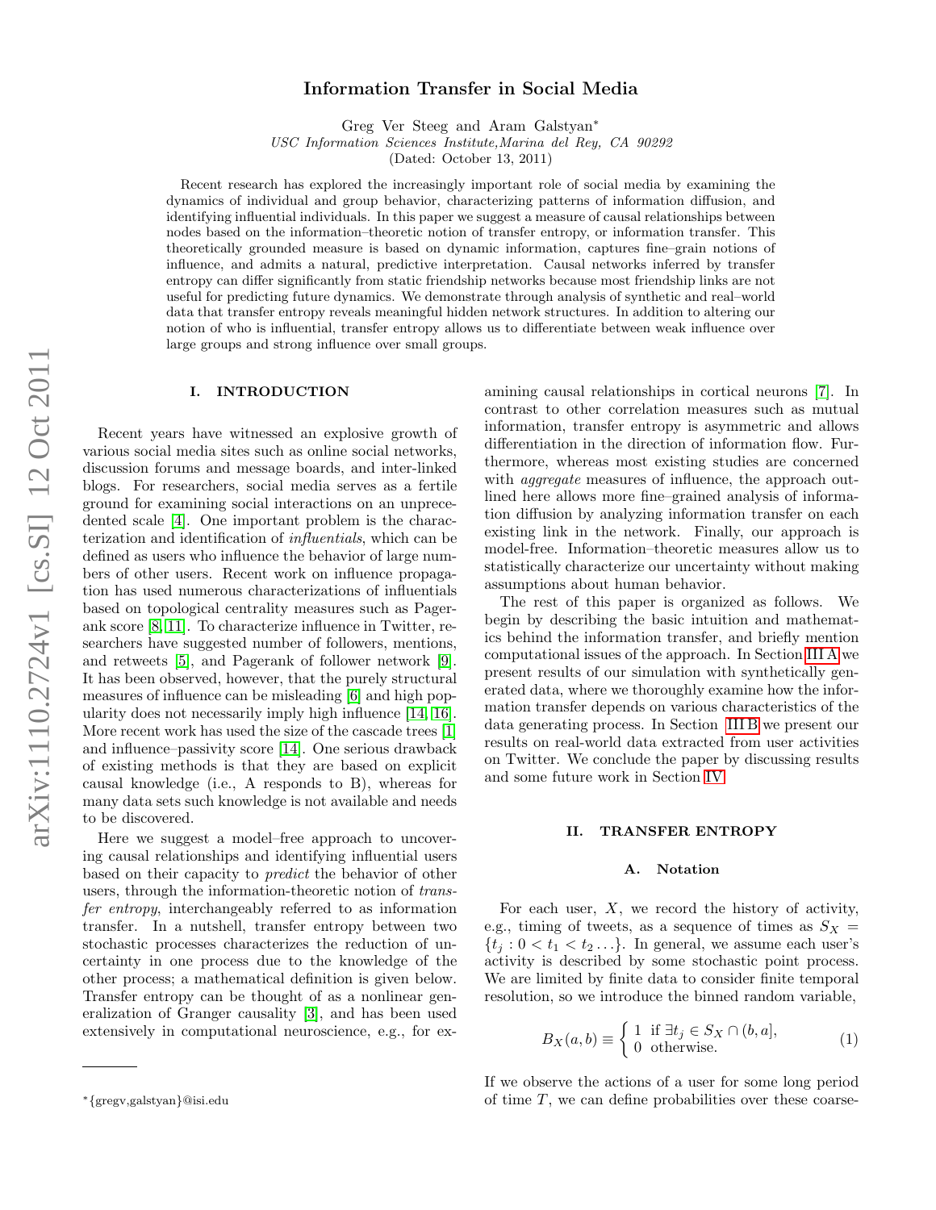# Information Transfer in Social Media

Greg Ver Steeg and Aram Galstyan*

*USC Information Sciences Institute, Marina del Rey, CA 90292*

(Dated: October 13, 2011)

Recent research has explored the increasingly important role of social media by examining the dynamics of individual and group behavior, characterizing patterns of information diffusion, and identifying influential individuals. In this paper we suggest a measure of causal relationships between nodes based on the information–theoretic notion of transfer entropy, or information transfer. This theoretically grounded measure is based on dynamic information, captures fine–grain notions of influence, and admits a natural, predictive interpretation. Causal networks inferred by transfer entropy can differ significantly from static friendship networks because most friendship links are not useful for predicting future dynamics. We demonstrate through analysis of synthetic and real–world data that transfer entropy reveals meaningful hidden network structures. In addition to altering our notion of who is influential, transfer entropy allows us to differentiate between weak influence over large groups and strong influence over small groups.

## I. INTRODUCTION

Recent years have witnessed an explosive growth of various social media sites such as online social networks, discussion forums and message boards, and inter-linked blogs. For researchers, social media serves as a fertile ground for examining social interactions on an unprecedented scale [4]. One important problem is the characterization and identification of *influentials*, which can be defined as users who influence the behavior of large numbers of other users. Recent work on influence propagation has used numerous characterizations of influentials based on topological centrality measures such as Pagerank score [8, 11]. To characterize influence in Twitter, researchers have suggested number of followers, mentions, and retweets [5], and Pagerank of follower network [9]. It has been observed, however, that the purely structural measures of influence can be misleading [6] and high popularity does not necessarily imply high influence [14, 16]. More recent work has used the size of the cascade trees [1] and influence–passivity score [14]. One serious drawback of existing methods is that they are based on explicit causal knowledge (i.e., A responds to B), whereas for many data sets such knowledge is not available and needs to be discovered.

Here we suggest a model–free approach to uncovering causal relationships and identifying influential users based on their capacity to *predict* the behavior of other users, through the information-theoretic notion of *transfer entropy*, interchangeably referred to as information transfer. In a nutshell, transfer entropy between two stochastic processes characterizes the reduction of uncertainty in one process due to the knowledge of the other process; a mathematical definition is given below. Transfer entropy can be thought of as a nonlinear generalization of Granger causality [3], and has been used extensively in computational neuroscience, e.g., for examining causal relationships in cortical neurons [7]. In contrast to other correlation measures such as mutual information, transfer entropy is asymmetric and allows differentiation in the direction of information flow. Furthermore, whereas most existing studies are concerned with *aggregate* measures of influence, the approach outlined here allows more fine–grained analysis of information diffusion by analyzing information transfer on each existing link in the network. Finally, our approach is model-free. Information–theoretic measures allow us to statistically characterize our uncertainty without making assumptions about human behavior.

The rest of this paper is organized as follows. We begin by describing the basic intuition and mathematics behind the information transfer, and briefly mention computational issues of the approach. In Section III A we present results of our simulation with synthetically generated data, where we thoroughly examine how the information transfer depends on various characteristics of the data generating process. In Section III B we present our results on real-world data extracted from user activities on Twitter. We conclude the paper by discussing results and some future work in Section IV.

## II. TRANSFER ENTROPY

### A. Notation

For each user, $X$, we record the history of activity, e.g., timing of tweets, as a sequence of times as $S_X = \{t_j : 0 < t_1 < t_2 \ldots\}$. In general, we assume each user's activity is described by some stochastic point process. We are limited by finite data to consider finite temporal resolution, so we introduce the binned random variable,

$$B_X(a, b) \equiv \begin{cases} 1 & \text{if } \exists t_j \in S_X \cap (b, a], \\ 0 & \text{otherwise.} \end{cases} \tag{1}$$

If we observe the actions of a user for some long period of time $T$, we can define probabilities over these coarse-

*{gregv,galstyan}@isi.edu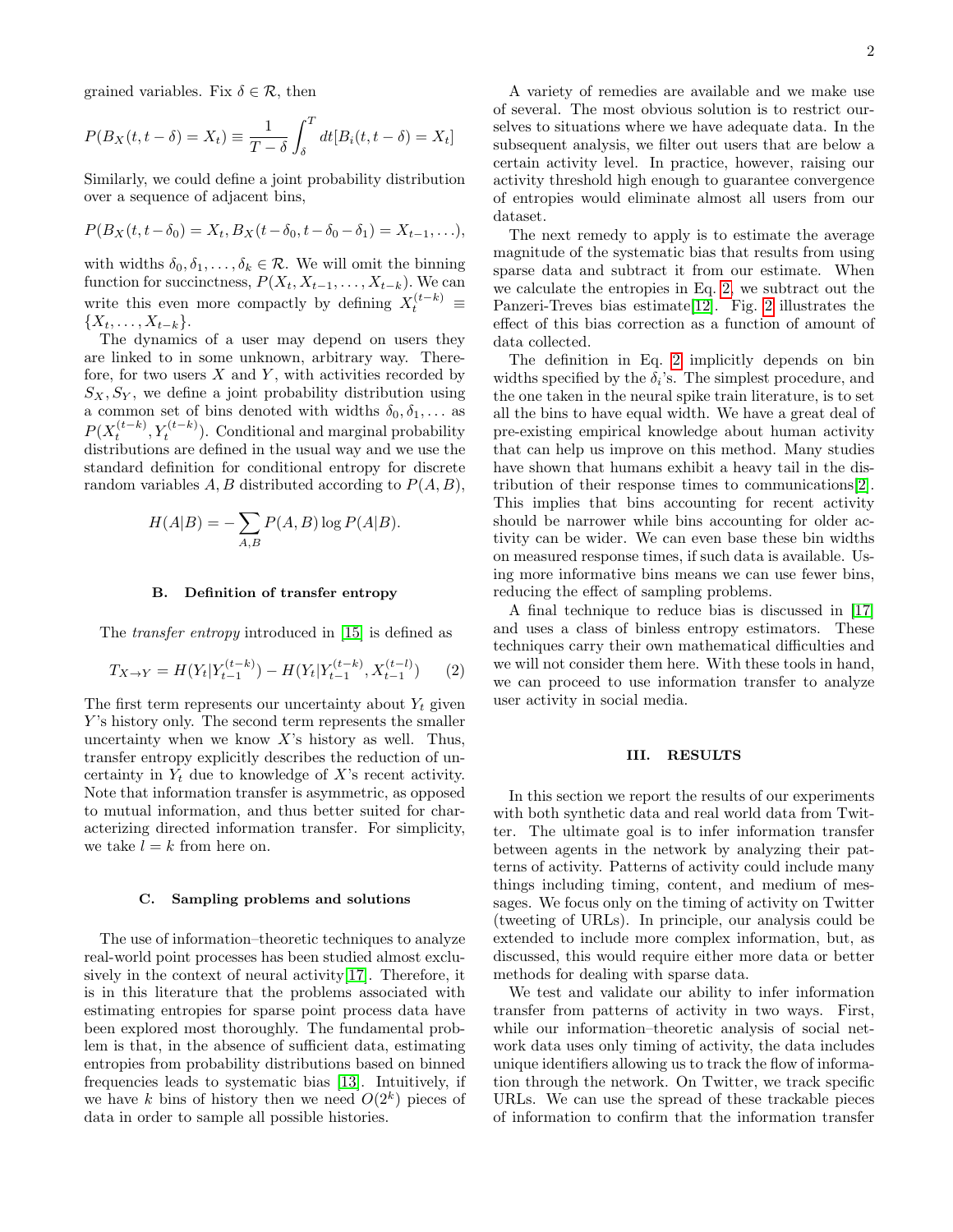grained variables. Fix $\delta \in \mathcal{R}$, then

$$P(B_X(t, t-\delta) = X_t) \equiv \frac{1}{T-\delta} \int_{\delta}^{T} dt [B_i(t, t-\delta) = X_t]$$

Similarly, we could define a joint probability distribution over a sequence of adjacent bins,

$$P(B_X(t, t-\delta_0) = X_t, B_X(t-\delta_0, t-\delta_0-\delta_1) = X_{t-1}, \ldots),$$

with widths $\delta_0, \delta_1, \ldots, \delta_k \in \mathcal{R}$. We will omit the binning function for succinctness, $P(X_t, X_{t-1}, \ldots, X_{t-k})$. We can write this even more compactly by defining $X_t^{(t-k)} \equiv \{X_t, \ldots, X_{t-k}\}$.

The dynamics of a user may depend on users they are linked to in some unknown, arbitrary way. Therefore, for two users $X$ and $Y$, with activities recorded by $S_X, S_Y$, we define a joint probability distribution using a common set of bins denoted with widths $\delta_0, \delta_1, \ldots$ as $P(X_t^{(t-k)}, Y_t^{(t-k)})$. Conditional and marginal probability distributions are defined in the usual way and we use the standard definition for conditional entropy for discrete random variables $A, B$ distributed according to $P(A, B)$,

$$H(A|B) = -\sum_{A,B} P(A, B) \log P(A|B).$$

### B. Definition of transfer entropy

The *transfer entropy* introduced in [15] is defined as

$$T_{X \to Y} = H(Y_t | Y_{t-1}^{(t-k)}) - H(Y_t | Y_{t-1}^{(t-k)}, X_{t-1}^{(t-l)}) \qquad (2)$$

The first term represents our uncertainty about $Y_t$ given $Y$'s history only. The second term represents the smaller uncertainty when we know $X$'s history as well. Thus, transfer entropy explicitly describes the reduction of uncertainty in $Y_t$ due to knowledge of $X$'s recent activity. Note that information transfer is asymmetric, as opposed to mutual information, and thus better suited for characterizing directed information transfer. For simplicity, we take $l = k$ from here on.

### C. Sampling problems and solutions

The use of information–theoretic techniques to analyze real-world point processes has been studied almost exclusively in the context of neural activity[17]. Therefore, it is in this literature that the problems associated with estimating entropies for sparse point process data have been explored most thoroughly. The fundamental problem is that, in the absence of sufficient data, estimating entropies from probability distributions based on binned frequencies leads to systematic bias [13]. Intuitively, if we have $k$ bins of history then we need $O(2^k)$ pieces of data in order to sample all possible histories.

A variety of remedies are available and we make use of several. The most obvious solution is to restrict ourselves to situations where we have adequate data. In the subsequent analysis, we filter out users that are below a certain activity level. In practice, however, raising our activity threshold high enough to guarantee convergence of entropies would eliminate almost all users from our dataset.

The next remedy to apply is to estimate the average magnitude of the systematic bias that results from using sparse data and subtract it from our estimate. When we calculate the entropies in Eq. 2, we subtract out the Panzeri-Treves bias estimate[12]. Fig. 2 illustrates the effect of this bias correction as a function of amount of data collected.

The definition in Eq. 2 implicitly depends on bin widths specified by the $\delta_i$'s. The simplest procedure, and the one taken in the neural spike train literature, is to set all the bins to have equal width. We have a great deal of pre-existing empirical knowledge about human activity that can help us improve on this method. Many studies have shown that humans exhibit a heavy tail in the distribution of their response times to communications[2]. This implies that bins accounting for recent activity should be narrower while bins accounting for older activity can be wider. We can even base these bin widths on measured response times, if such data is available. Using more informative bins means we can use fewer bins, reducing the effect of sampling problems.

A final technique to reduce bias is discussed in [17] and uses a class of binless entropy estimators. These techniques carry their own mathematical difficulties and we will not consider them here. With these tools in hand, we can proceed to use information transfer to analyze user activity in social media.

## III. RESULTS

In this section we report the results of our experiments with both synthetic data and real world data from Twitter. The ultimate goal is to infer information transfer between agents in the network by analyzing their patterns of activity. Patterns of activity could include many things including timing, content, and medium of messages. We focus only on the timing of activity on Twitter (tweeting of URLs). In principle, our analysis could be extended to include more complex information, but, as discussed, this would require either more data or better methods for dealing with sparse data.

We test and validate our ability to infer information transfer from patterns of activity in two ways. First, while our information–theoretic analysis of social network data uses only timing of activity, the data includes unique identifiers allowing us to track the flow of information through the network. On Twitter, we track specific URLs. We can use the spread of these trackable pieces of information to confirm that the information transfer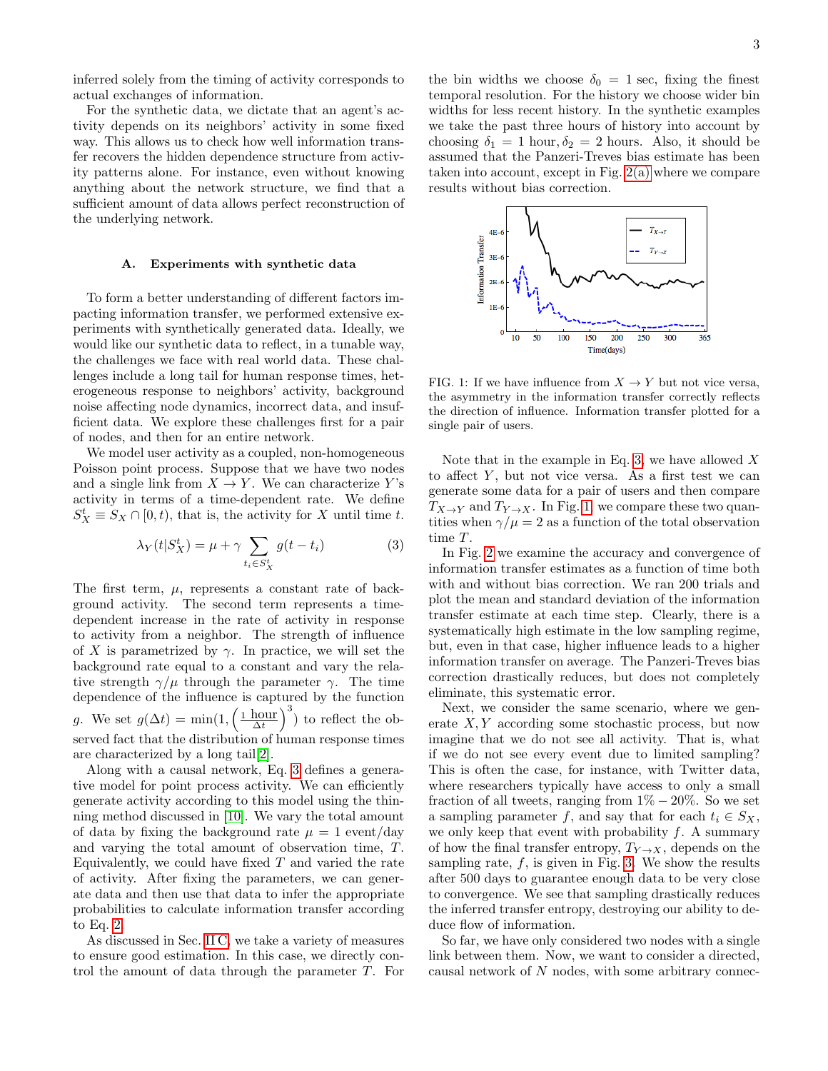inferred solely from the timing of activity corresponds to actual exchanges of information.

For the synthetic data, we dictate that an agent's activity depends on its neighbors' activity in some fixed way. This allows us to check how well information transfer recovers the hidden dependence structure from activity patterns alone. For instance, even without knowing anything about the network structure, we find that a sufficient amount of data allows perfect reconstruction of the underlying network.

### A. Experiments with synthetic data

To form a better understanding of different factors impacting information transfer, we performed extensive experiments with synthetically generated data. Ideally, we would like our synthetic data to reflect, in a tunable way, the challenges we face with real world data. These challenges include a long tail for human response times, heterogeneous response to neighbors' activity, background noise affecting node dynamics, incorrect data, and insufficient data. We explore these challenges first for a pair of nodes, and then for an entire network.

We model user activity as a coupled, non-homogeneous Poisson point process. Suppose that we have two nodes and a single link from $X \to Y$. We can characterize $Y$'s activity in terms of a time-dependent rate. We define $S_X^t \equiv S_X \cap [0,t)$, that is, the activity for $X$ until time $t$.

$$\lambda_Y(t|S_X^t) = \mu + \gamma \sum_{t_i \in S_X^t} g(t - t_i) \tag{3}$$

The first term, $\mu$, represents a constant rate of background activity. The second term represents a time-dependent increase in the rate of activity in response to activity from a neighbor. The strength of influence of $X$ is parametrized by $\gamma$. In practice, we will set the background rate equal to a constant and vary the relative strength $\gamma/\mu$ through the parameter $\gamma$. The time dependence of the influence is captured by the function $g$. We set $g(\Delta t) = \min(1, \left(\frac{1 \text{ hour}}{\Delta t}\right)^3)$ to reflect the observed fact that the distribution of human response times are characterized by a long tail[2].

Along with a causal network, Eq. 3 defines a generative model for point process activity. We can efficiently generate activity according to this model using the thinning method discussed in [10]. We vary the total amount of data by fixing the background rate $\mu = 1$ event/day and varying the total amount of observation time, $T$. Equivalently, we could have fixed $T$ and varied the rate of activity. After fixing the parameters, we can generate data and then use that data to infer the appropriate probabilities to calculate information transfer according to Eq. 2.

As discussed in Sec. II C, we take a variety of measures to ensure good estimation. In this case, we directly control the amount of data through the parameter $T$. For the bin widths we choose $\delta_0 = 1$ sec, fixing the finest temporal resolution. For the history we choose wider bin widths for less recent history. In the synthetic examples we take the past three hours of history into account by choosing $\delta_1 = 1$ hour, $\delta_2 = 2$ hours. Also, it should be assumed that the Panzeri-Treves bias estimate has been taken into account, except in Fig. 2(a) where we compare results without bias correction.

FIG. 1: If we have influence from $X \to Y$ but not vice versa, the asymmetry in the information transfer correctly reflects the direction of influence. Information transfer plotted for a single pair of users.

Note that in the example in Eq. 3, we have allowed $X$ to affect $Y$, but not vice versa. As a first test we can generate some data for a pair of users and then compare $T_{X\to Y}$ and $T_{Y\to X}$. In Fig. 1, we compare these two quantities when $\gamma/\mu = 2$ as a function of the total observation time $T$.

In Fig. 2 we examine the accuracy and convergence of information transfer estimates as a function of time both with and without bias correction. We ran 200 trials and plot the mean and standard deviation of the information transfer estimate at each time step. Clearly, there is a systematically high estimate in the low sampling regime, but, even in that case, higher influence leads to a higher information transfer on average. The Panzeri-Treves bias correction drastically reduces, but does not completely eliminate, this systematic error.

Next, we consider the same scenario, where we generate $X, Y$ according some stochastic process, but now imagine that we do not see all activity. That is, what if we do not see every event due to limited sampling? This is often the case, for instance, with Twitter data, where researchers typically have access to only a small fraction of all tweets, ranging from $1\% - 20\%$. So we set a sampling parameter $f$, and say that for each $t_i \in S_X$, we only keep that event with probability $f$. A summary of how the final transfer entropy, $T_{Y\to X}$, depends on the sampling rate, $f$, is given in Fig. 3. We show the results after 500 days to guarantee enough data to be very close to convergence. We see that sampling drastically reduces the inferred transfer entropy, destroying our ability to deduce flow of information.

So far, we have only considered two nodes with a single link between them. Now, we want to consider a directed, causal network of $N$ nodes, with some arbitrary connec-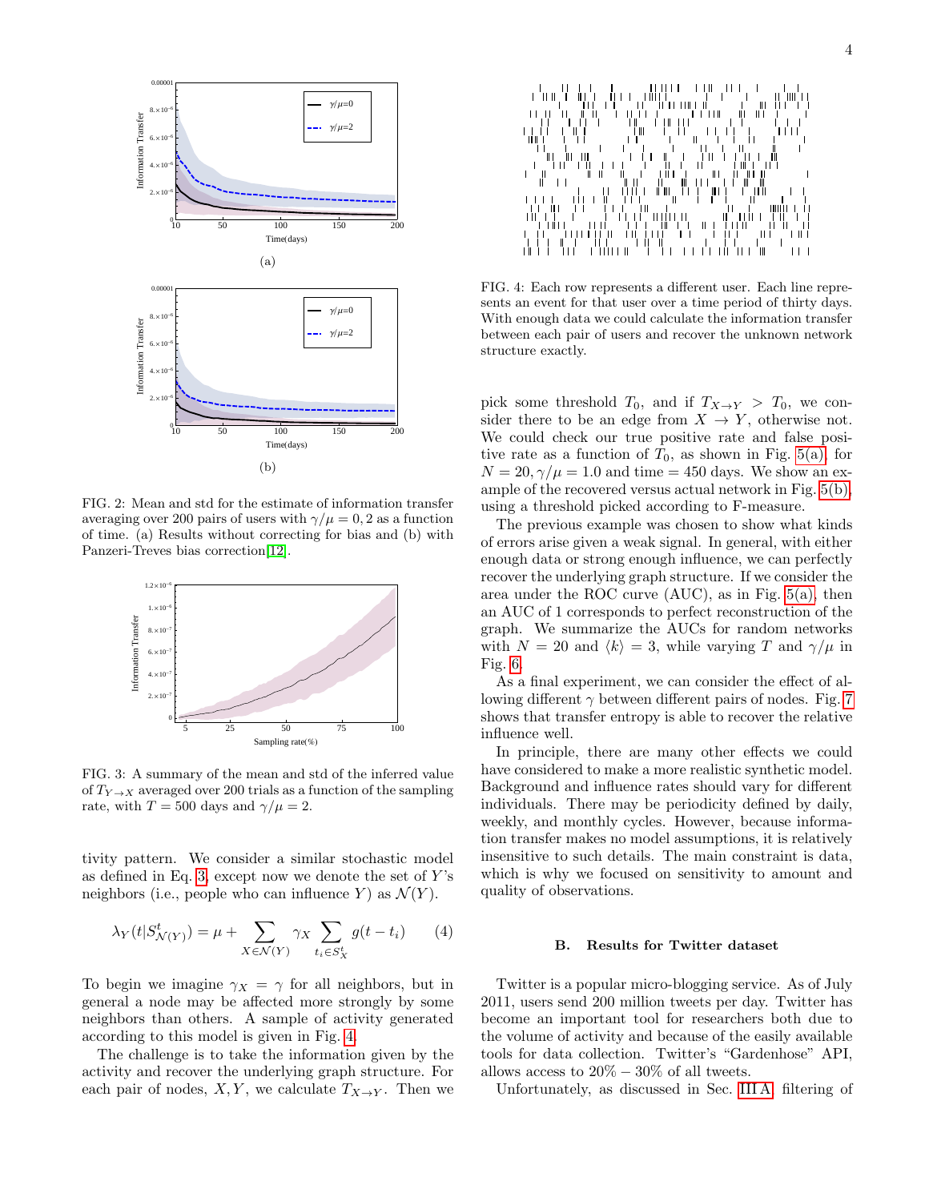FIG. 2: Mean and std for the estimate of information transfer averaging over 200 pairs of users with $\gamma/\mu = 0, 2$ as a function of time. (a) Results without correcting for bias and (b) with Panzeri-Treves bias correction[12].

FIG. 3: A summary of the mean and std of the inferred value of $T_{Y\to X}$ averaged over 200 trials as a function of the sampling rate, with $T = 500$ days and $\gamma/\mu = 2$.

tivity pattern. We consider a similar stochastic model as defined in Eq. 3, except now we denote the set of $Y$'s neighbors (i.e., people who can influence $Y$) as $\mathcal{N}(Y)$.

$$\lambda_Y(t|S^t_{\mathcal{N}(Y)}) = \mu + \sum_{X\in\mathcal{N}(Y)} \gamma_X \sum_{t_i\in S^t_X} g(t - t_i) \tag{4}$$

To begin we imagine $\gamma_X = \gamma$ for all neighbors, but in general a node may be affected more strongly by some neighbors than others. A sample of activity generated according to this model is given in Fig. 4.

The challenge is to take the information given by the activity and recover the underlying graph structure. For each pair of nodes, $X, Y$, we calculate $T_{X\to Y}$. Then we pick some threshold $T_0$, and if $T_{X\to Y} > T_0$, we consider there to be an edge from $X \to Y$, otherwise not. We could check our true positive rate and false positive rate as a function of $T_0$, as shown in Fig. 5(a), for $N = 20, \gamma/\mu = 1.0$ and time = 450 days. We show an example of the recovered versus actual network in Fig. 5(b), using a threshold picked according to F-measure.

FIG. 4: Each row represents a different user. Each line represents an event for that user over a time period of thirty days. With enough data we could calculate the information transfer between each pair of users and recover the unknown network structure exactly.

The previous example was chosen to show what kinds of errors arise given a weak signal. In general, with either enough data or strong enough influence, we can perfectly recover the underlying graph structure. If we consider the area under the ROC curve (AUC), as in Fig. 5(a), then an AUC of 1 corresponds to perfect reconstruction of the graph. We summarize the AUCs for random networks with $N = 20$ and $\langle k\rangle = 3$, while varying $T$ and $\gamma/\mu$ in Fig. 6.

As a final experiment, we can consider the effect of allowing different $\gamma$ between different pairs of nodes. Fig. 7 shows that transfer entropy is able to recover the relative influence well.

In principle, there are many other effects we could have considered to make a more realistic synthetic model. Background and influence rates should vary for different individuals. There may be periodicity defined by daily, weekly, and monthly cycles. However, because information transfer makes no model assumptions, it is relatively insensitive to such details. The main constraint is data, which is why we focused on sensitivity to amount and quality of observations.

### B. Results for Twitter dataset

Twitter is a popular micro-blogging service. As of July 2011, users send 200 million tweets per day. Twitter has become an important tool for researchers both due to the volume of activity and because of the easily available tools for data collection. Twitter's "Gardenhose" API, allows access to $20\% - 30\%$ of all tweets.

Unfortunately, as discussed in Sec. III A, filtering of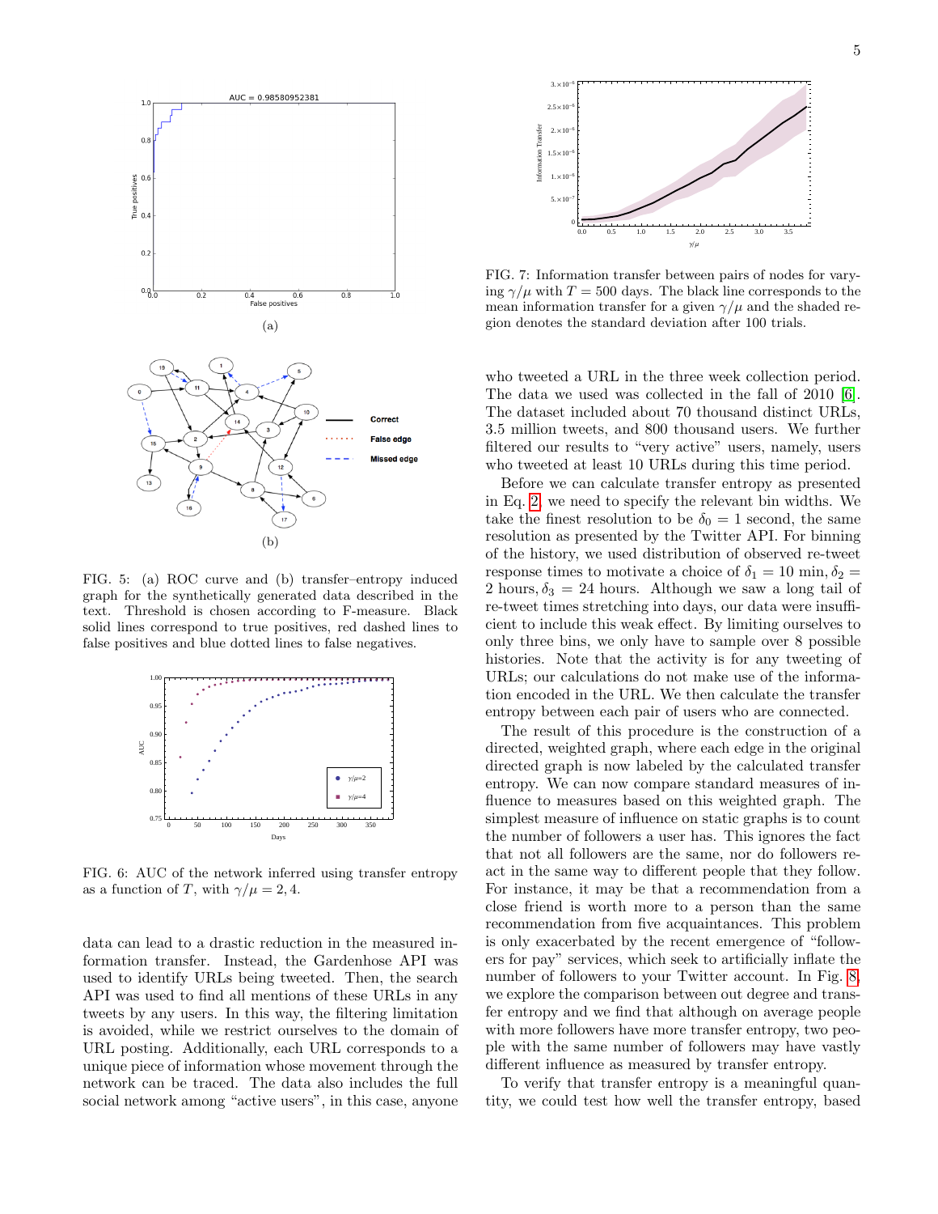FIG. 5: (a) ROC curve and (b) transfer–entropy induced graph for the synthetically generated data described in the text. Threshold is chosen according to F-measure. Black solid lines correspond to true positives, red dashed lines to false positives and blue dotted lines to false negatives.

FIG. 6: AUC of the network inferred using transfer entropy as a function of $T$, with $\gamma/\mu = 2, 4$.

data can lead to a drastic reduction in the measured information transfer. Instead, the Gardenhose API was used to identify URLs being tweeted. Then, the search API was used to find all mentions of these URLs in any tweets by any users. In this way, the filtering limitation is avoided, while we restrict ourselves to the domain of URL posting. Additionally, each URL corresponds to a unique piece of information whose movement through the network can be traced. The data also includes the full social network among "active users", in this case, anyone

FIG. 7: Information transfer between pairs of nodes for varying $\gamma/\mu$ with $T = 500$ days. The black line corresponds to the mean information transfer for a given $\gamma/\mu$ and the shaded region denotes the standard deviation after 100 trials.

who tweeted a URL in the three week collection period. The data we used was collected in the fall of 2010 [6]. The dataset included about 70 thousand distinct URLs, 3.5 million tweets, and 800 thousand users. We further filtered our results to "very active" users, namely, users who tweeted at least 10 URLs during this time period.

Before we can calculate transfer entropy as presented in Eq. 2, we need to specify the relevant bin widths. We take the finest resolution to be $\delta_0 = 1$ second, the same resolution as presented by the Twitter API. For binning of the history, we used distribution of observed re-tweet response times to motivate a choice of $\delta_1 = 10$ min, $\delta_2 = 2$ hours, $\delta_3 = 24$ hours. Although we saw a long tail of re-tweet times stretching into days, our data were insufficient to include this weak effect. By limiting ourselves to only three bins, we only have to sample over 8 possible histories. Note that the activity is for any tweeting of URLs; our calculations do not make use of the information encoded in the URL. We then calculate the transfer entropy between each pair of users who are connected.

The result of this procedure is the construction of a directed, weighted graph, where each edge in the original directed graph is now labeled by the calculated transfer entropy. We can now compare standard measures of influence to measures based on this weighted graph. The simplest measure of influence on static graphs is to count the number of followers a user has. This ignores the fact that not all followers are the same, nor do followers react in the same way to different people that they follow. For instance, it may be that a recommendation from a close friend is worth more to a person than the same recommendation from five acquaintances. This problem is only exacerbated by the recent emergence of "followers for pay" services, which seek to artificially inflate the number of followers to your Twitter account. In Fig. 8, we explore the comparison between out degree and transfer entropy and we find that although on average people with more followers have more transfer entropy, two people with the same number of followers may have vastly different influence as measured by transfer entropy.

To verify that transfer entropy is a meaningful quantity, we could test how well the transfer entropy, based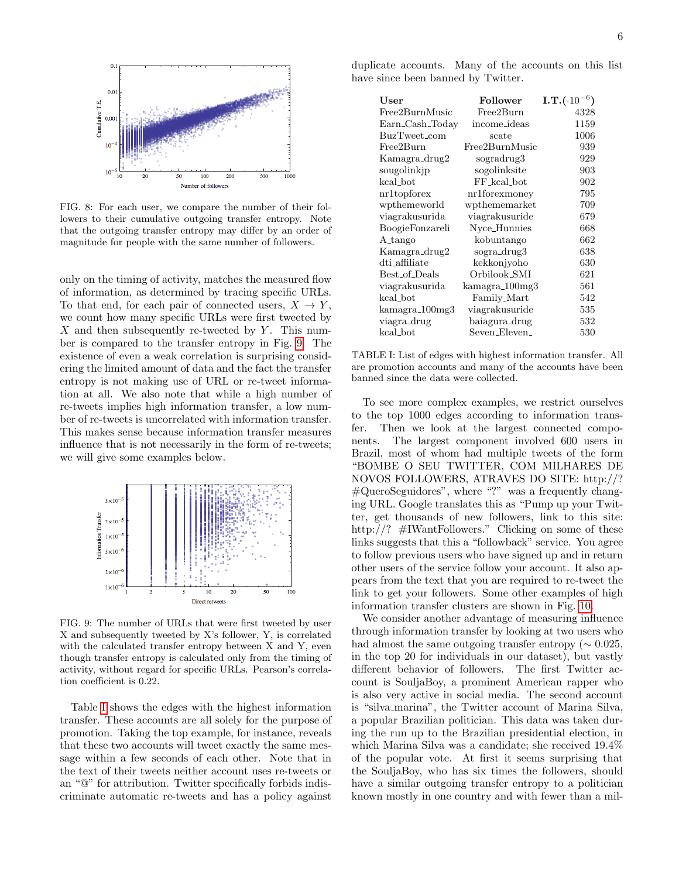FIG. 8: For each user, we compare the number of their followers to their cumulative outgoing transfer entropy. Note that the outgoing transfer entropy may differ by an order of magnitude for people with the same number of followers.

only on the timing of activity, matches the measured flow of information, as determined by tracing specific URLs. To that end, for each pair of connected users, $X \rightarrow Y$, we count how many specific URLs were first tweeted by $X$ and then subsequently re-tweeted by $Y$. This number is compared to the transfer entropy in Fig. 9. The existence of even a weak correlation is surprising considering the limited amount of data and the fact the transfer entropy is not making use of URL or re-tweet information at all. We also note that while a high number of re-tweets implies high information transfer, a low number of re-tweets is uncorrelated with information transfer. This makes sense because information transfer measures influence that is not necessarily in the form of re-tweets; we will give some examples below.

FIG. 9: The number of URLs that were first tweeted by user X and subsequently tweeted by X's follower, Y, is correlated with the calculated transfer entropy between X and Y, even though transfer entropy is calculated only from the timing of activity, without regard for specific URLs. Pearson's correlation coefficient is 0.22.

Table I shows the edges with the highest information transfer. These accounts are all solely for the purpose of promotion. Taking the top example, for instance, reveals that these two accounts will tweet exactly the same message within a few seconds of each other. Note that in the text of their tweets neither account uses re-tweets or an "@" for attribution. Twitter specifically forbids indiscriminate automatic re-tweets and has a policy against duplicate accounts. Many of the accounts on this list have since been banned by Twitter.

| User | Follower | I.T.($\cdot 10^{-6}$) |
|---|---|---|
| Free2BurnMusic | Free2Burn | 4328 |
| Earn_Cash_Today | income_ideas | 1159 |
| BuzTweet_com | scate | 1006 |
| Free2Burn | Free2BurnMusic | 939 |
| Kamagra_drug2 | sogradrug3 | 929 |
| sougolinkjp | sogolinksite | 903 |
| kcal_bot | FF_kcal_bot | 902 |
| nr1topforex | nr1forexmoney | 795 |
| wpthemeworld | wpthememarket | 709 |
| viagrakusurida | viagrakusuride | 679 |
| BoogieFonzareli | Nyce_Hunnies | 668 |
| A_tango | kobuntango | 662 |
| Kamagra_drug2 | sogra_drug3 | 638 |
| dti_affiliate | kekkonjyoho | 630 |
| Best_of_Deals | Orbilook_SMI | 621 |
| viagrakusurida | kamagra_100mg3 | 561 |
| kcal_bot | Family_Mart | 542 |
| kamagra_100mg3 | viagrakusuride | 535 |
| viagra_drug | baiagura_drug | 532 |
| kcal_bot | Seven_Eleven_ | 530 |

TABLE I: List of edges with highest information transfer. All are promotion accounts and many of the accounts have been banned since the data were collected.

To see more complex examples, we restrict ourselves to the top 1000 edges according to information transfer. Then we look at the largest connected components. The largest component involved 600 users in Brazil, most of whom had multiple tweets of the form "BOMBE O SEU TWITTER, COM MILHARES DE NOVOS FOLLOWERS, ATRAVES DO SITE: http://? #QueroSeguidores", where "?" was a frequently changing URL. Google translates this as "Pump up your Twitter, get thousands of new followers, link to this site: http://? #IWantFollowers." Clicking on some of these links suggests that this a "followback" service. You agree to follow previous users who have signed up and in return other users of the service follow your account. It also appears from the text that you are required to re-tweet the link to get your followers. Some other examples of high information transfer clusters are shown in Fig. 10.

We consider another advantage of measuring influence through information transfer by looking at two users who had almost the same outgoing transfer entropy ($\sim 0.025$, in the top 20 for individuals in our dataset), but vastly different behavior of followers. The first Twitter account is SouljaBoy, a prominent American rapper who is also very active in social media. The second account is "silva_marina", the Twitter account of Marina Silva, a popular Brazilian politician. This data was taken during the run up to the Brazilian presidential election, in which Marina Silva was a candidate; she received 19.4% of the popular vote. At first it seems surprising that the SouljaBoy, who has six times the followers, should have a similar outgoing transfer entropy to a politician known mostly in one country and with fewer than a mil-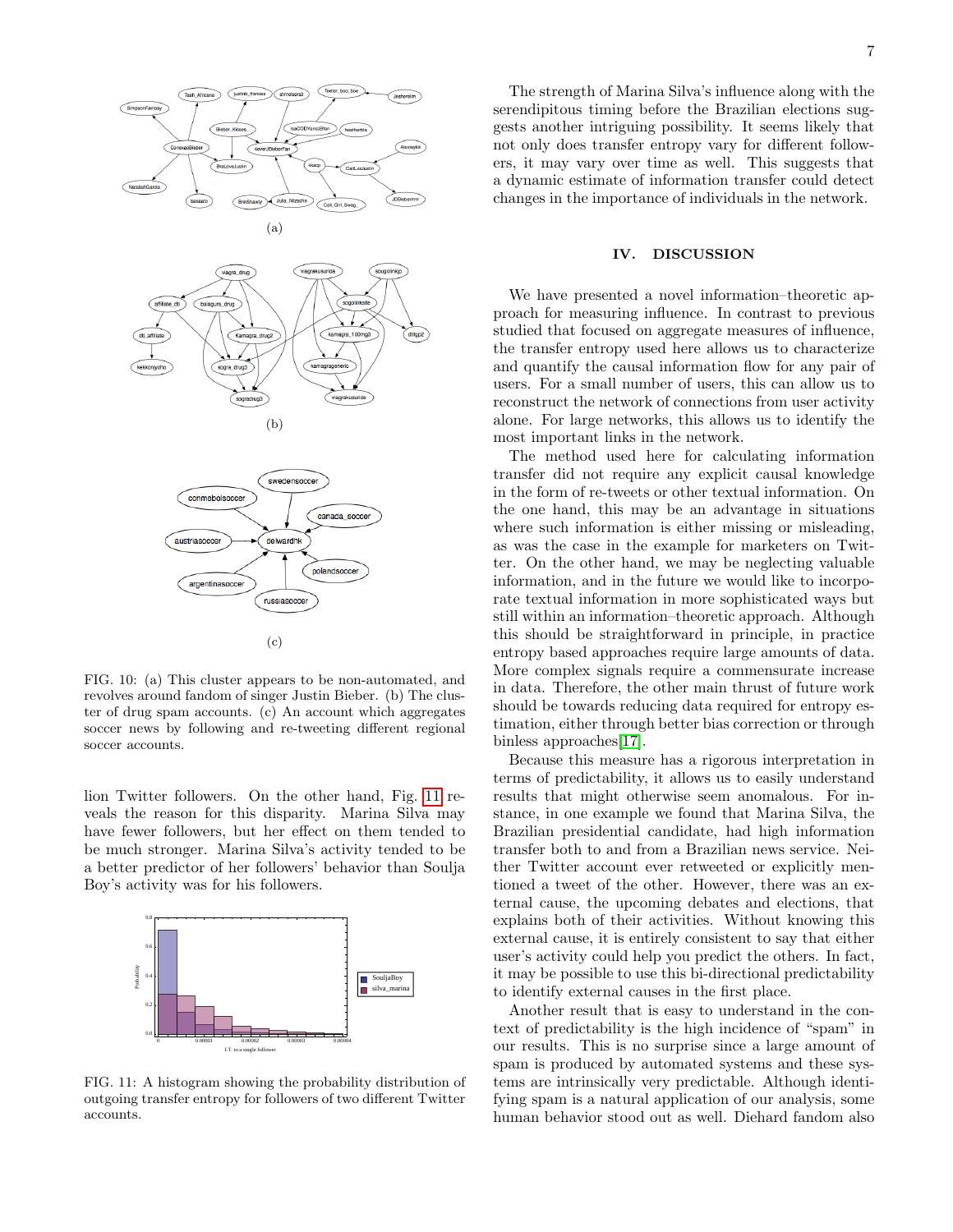(a)

(b)

(c)

FIG. 10: (a) This cluster appears to be non-automated, and revolves around fandom of singer Justin Bieber. (b) The cluster of drug spam accounts. (c) An account which aggregates soccer news by following and re-tweeting different regional soccer accounts.

lion Twitter followers. On the other hand, Fig. 11 reveals the reason for this disparity. Marina Silva may have fewer followers, but her effect on them tended to be much stronger. Marina Silva's activity tended to be a better predictor of her followers' behavior than Soulja Boy's activity was for his followers.

FIG. 11: A histogram showing the probability distribution of outgoing transfer entropy for followers of two different Twitter accounts.

The strength of Marina Silva's influence along with the serendipitous timing before the Brazilian elections suggests another intriguing possibility. It seems likely that not only does transfer entropy vary for different followers, it may vary over time as well. This suggests that a dynamic estimate of information transfer could detect changes in the importance of individuals in the network.

## IV. DISCUSSION

We have presented a novel information–theoretic approach for measuring influence. In contrast to previous studied that focused on aggregate measures of influence, the transfer entropy used here allows us to characterize and quantify the causal information flow for any pair of users. For a small number of users, this can allow us to reconstruct the network of connections from user activity alone. For large networks, this allows us to identify the most important links in the network.

The method used here for calculating information transfer did not require any explicit causal knowledge in the form of re-tweets or other textual information. On the one hand, this may be an advantage in situations where such information is either missing or misleading, as was the case in the example for marketers on Twitter. On the other hand, we may be neglecting valuable information, and in the future we would like to incorporate textual information in more sophisticated ways but still within an information–theoretic approach. Although this should be straightforward in principle, in practice entropy based approaches require large amounts of data. More complex signals require a commensurate increase in data. Therefore, the other main thrust of future work should be towards reducing data required for entropy estimation, either through better bias correction or through binless approaches[17].

Because this measure has a rigorous interpretation in terms of predictability, it allows us to easily understand results that might otherwise seem anomalous. For instance, in one example we found that Marina Silva, the Brazilian presidential candidate, had high information transfer both to and from a Brazilian news service. Neither Twitter account ever retweeted or explicitly mentioned a tweet of the other. However, there was an external cause, the upcoming debates and elections, that explains both of their activities. Without knowing this external cause, it is entirely consistent to say that either user's activity could help you predict the others. In fact, it may be possible to use this bi-directional predictability to identify external causes in the first place.

Another result that is easy to understand in the context of predictability is the high incidence of "spam" in our results. This is no surprise since a large amount of spam is produced by automated systems and these systems are intrinsically very predictable. Although identifying spam is a natural application of our analysis, some human behavior stood out as well. Diehard fandom also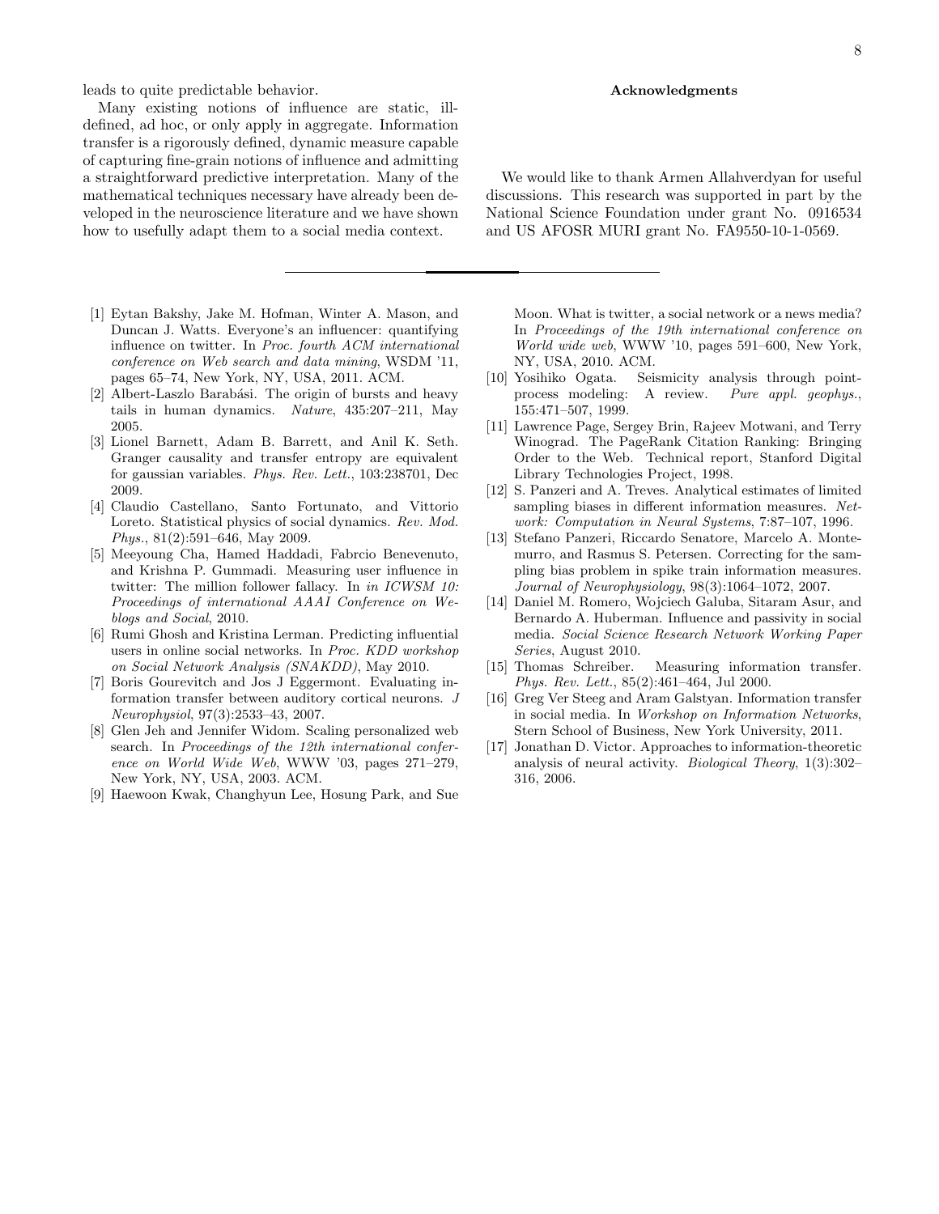leads to quite predictable behavior.

Many existing notions of influence are static, ill-defined, ad hoc, or only apply in aggregate. Information transfer is a rigorously defined, dynamic measure capable of capturing fine-grain notions of influence and admitting a straightforward predictive interpretation. Many of the mathematical techniques necessary have already been developed in the neuroscience literature and we have shown how to usefully adapt them to a social media context.

## Acknowledgments

We would like to thank Armen Allahverdyan for useful discussions. This research was supported in part by the National Science Foundation under grant No. 0916534 and US AFOSR MURI grant No. FA9550-10-1-0569.

---

[1] Eytan Bakshy, Jake M. Hofman, Winter A. Mason, and Duncan J. Watts. Everyone's an influencer: quantifying influence on twitter. In *Proc. fourth ACM international conference on Web search and data mining*, WSDM '11, pages 65–74, New York, NY, USA, 2011. ACM.

[2] Albert-Laszlo Barabási. The origin of bursts and heavy tails in human dynamics. *Nature*, 435:207–211, May 2005.

[3] Lionel Barnett, Adam B. Barrett, and Anil K. Seth. Granger causality and transfer entropy are equivalent for gaussian variables. *Phys. Rev. Lett.*, 103:238701, Dec 2009.

[4] Claudio Castellano, Santo Fortunato, and Vittorio Loreto. Statistical physics of social dynamics. *Rev. Mod. Phys.*, 81(2):591–646, May 2009.

[5] Meeyoung Cha, Hamed Haddadi, Fabrcio Benevenuto, and Krishna P. Gummadi. Measuring user influence in twitter: The million follower fallacy. In *in ICWSM 10: Proceedings of international AAAI Conference on Weblogs and Social*, 2010.

[6] Rumi Ghosh and Kristina Lerman. Predicting influential users in online social networks. In *Proc. KDD workshop on Social Network Analysis (SNAKDD)*, May 2010.

[7] Boris Gourevitch and Jos J Eggermont. Evaluating information transfer between auditory cortical neurons. *J Neurophysiol*, 97(3):2533–43, 2007.

[8] Glen Jeh and Jennifer Widom. Scaling personalized web search. In *Proceedings of the 12th international conference on World Wide Web*, WWW '03, pages 271–279, New York, NY, USA, 2003. ACM.

[9] Haewoon Kwak, Changhyun Lee, Hosung Park, and Sue Moon. What is twitter, a social network or a news media? In *Proceedings of the 19th international conference on World wide web*, WWW '10, pages 591–600, New York, NY, USA, 2010. ACM.

[10] Yosihiko Ogata. Seismicity analysis through point-process modeling: A review. *Pure appl. geophys.*, 155:471–507, 1999.

[11] Lawrence Page, Sergey Brin, Rajeev Motwani, and Terry Winograd. The PageRank Citation Ranking: Bringing Order to the Web. Technical report, Stanford Digital Library Technologies Project, 1998.

[12] S. Panzeri and A. Treves. Analytical estimates of limited sampling biases in different information measures. *Network: Computation in Neural Systems*, 7:87–107, 1996.

[13] Stefano Panzeri, Riccardo Senatore, Marcelo A. Montemurro, and Rasmus S. Petersen. Correcting for the sampling bias problem in spike train information measures. *Journal of Neurophysiology*, 98(3):1064–1072, 2007.

[14] Daniel M. Romero, Wojciech Galuba, Sitaram Asur, and Bernardo A. Huberman. Influence and passivity in social media. *Social Science Research Network Working Paper Series*, August 2010.

[15] Thomas Schreiber. Measuring information transfer. *Phys. Rev. Lett.*, 85(2):461–464, Jul 2000.

[16] Greg Ver Steeg and Aram Galstyan. Information transfer in social media. In *Workshop on Information Networks*, Stern School of Business, New York University, 2011.

[17] Jonathan D. Victor. Approaches to information-theoretic analysis of neural activity. *Biological Theory*, 1(3):302–316, 2006.